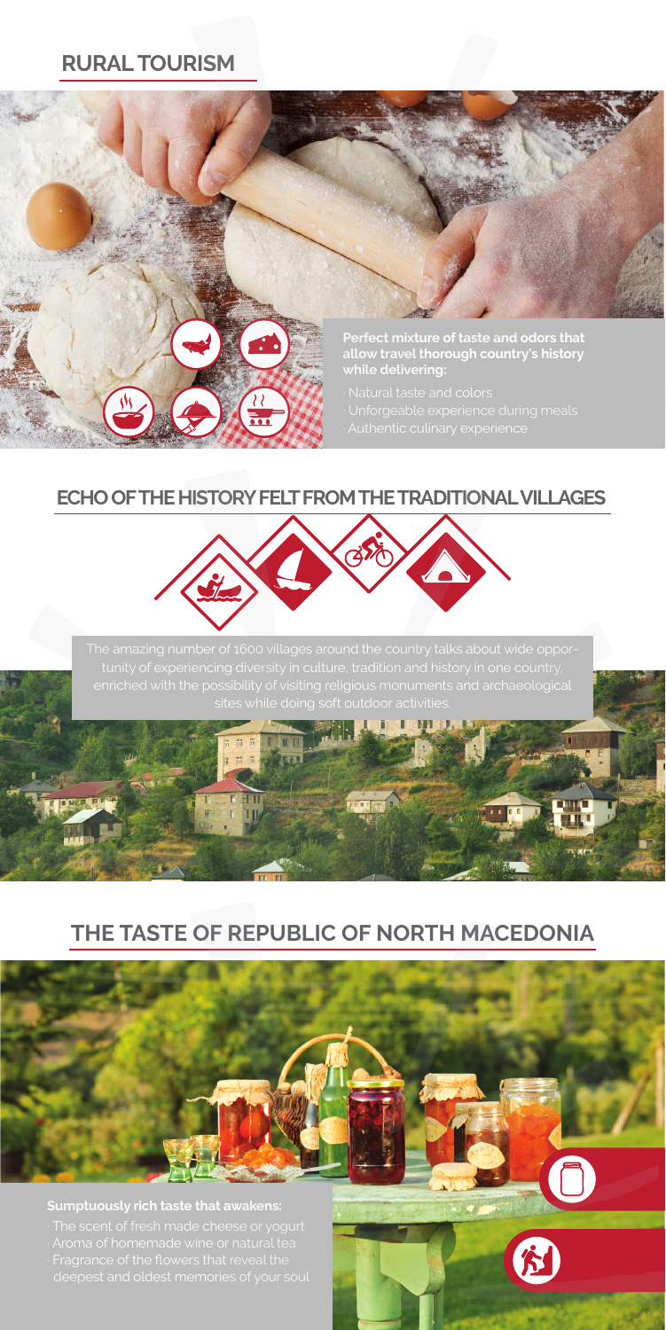# RURAL TOURISM

**Perfect mixture of taste and odors that allow travel thorough country's history while delivering:**

- Natural taste and colors
- Unforgeable experience during meals
- Authentic culinary experience

## ECHO OF THE HISTORY FELT FROM THE TRADITIONAL VILLAGES

The amazing number of 1600 villages around the country talks about wide opportunity of experiencing diversity in culture, tradition and history in one country, enriched with the possibility of visiting religious monuments and archaeological sites while doing soft outdoor activities.

## THE TASTE OF REPUBLIC OF NORTH MACEDONIA

**Sumptuously rich taste that awakens:**

- The scent of fresh made cheese or yogurt
- Aroma of homemade wine or natural tea
- Fragrance of the flowers that reveal the deepest and oldest memories of your soul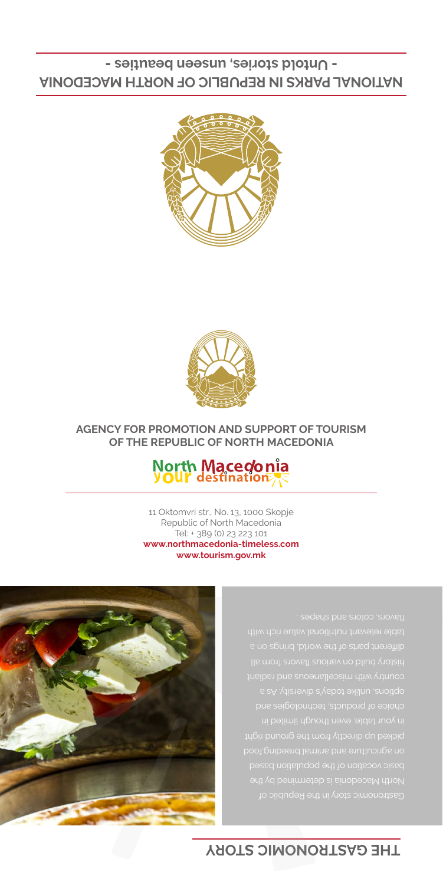# NATIONAL PARKS IN REPUBLIC OF NORTH MACEDONIA

**- Untold stories, unseen beauties -**

**AGENCY FOR PROMOTION AND SUPPORT OF TOURISM OF THE REPUBLIC OF NORTH MACEDONIA**

North Macedonia your destination

11 Oktomvri str., No. 13, 1000 Skopje
Republic of North Macedonia
Tel: + 389 (0) 23 223 101
**www.northmacedonia-timeless.com**
**www.tourism.gov.mk**

Gastronomic story in the Republic of North Macedonia is determined by the basic vocation of the population based on agriculture and animal breeding,food picked up directly from the ground right in your table, even though limited in choice of products, technologies and options, unlike today's diversity. As a country with miscellaneous and radiant history build on various flavors from all different parts of the world, brings on a table relevant nutritional value rich with flavors, colors and shapes .

# THE GASTRONOMIC STORY